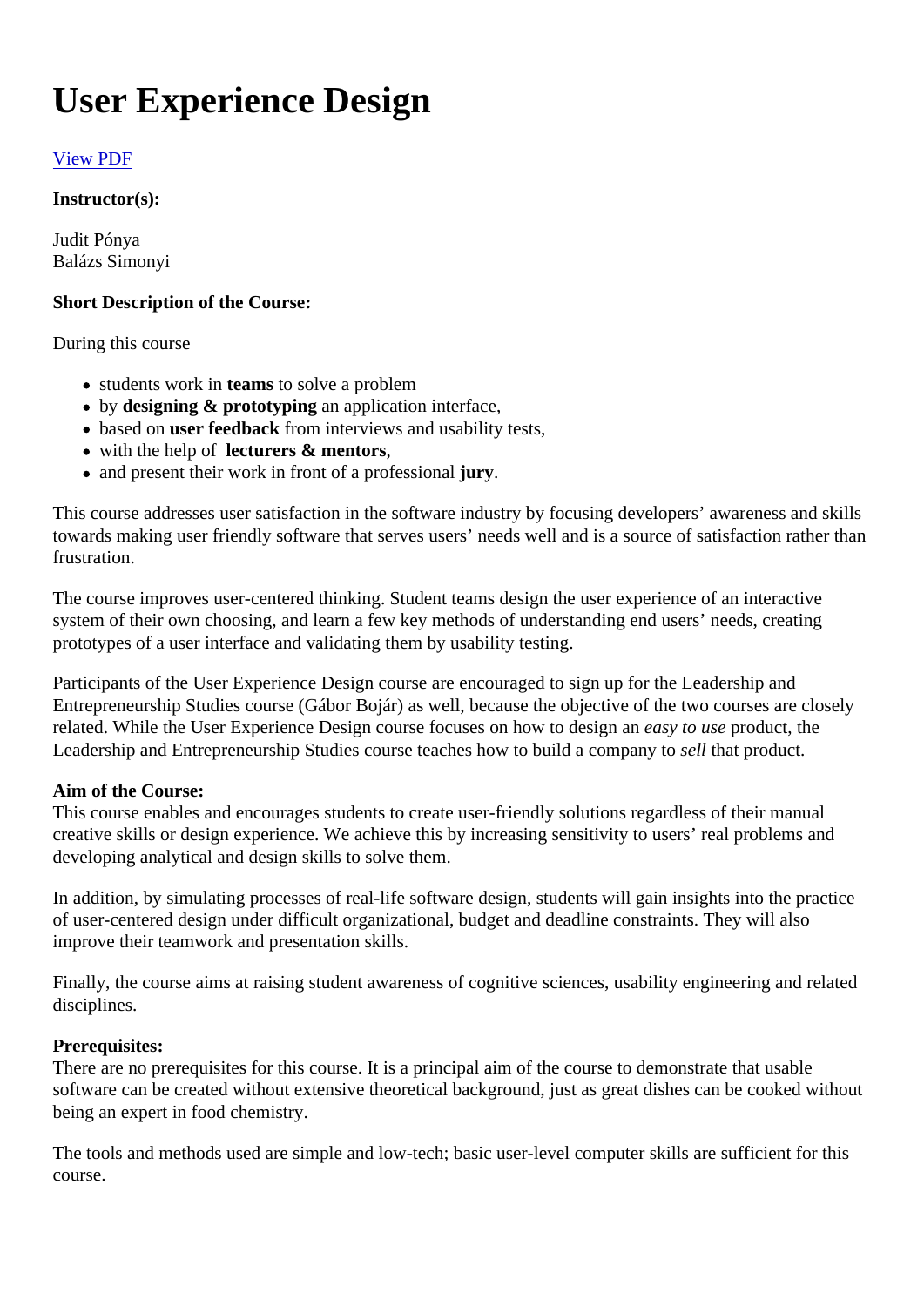# User Experience Design

View PDF

**Instructor(s):**

Judit Pónya
Balázs Simonyi

**Short Description of the Course:**

During this course

- students work in **teams** to solve a problem
- by **designing & prototyping** an application interface,
- based on **user feedback** from interviews and usability tests,
- with the help of **lecturers & mentors**,
- and present their work in front of a professional **jury**.

This course addresses user satisfaction in the software industry by focusing developers' awareness and skills towards making user friendly software that serves users' needs well and is a source of satisfaction rather than frustration.

The course improves user-centered thinking. Student teams design the user experience of an interactive system of their own choosing, and learn a few key methods of understanding end users' needs, creating prototypes of a user interface and validating them by usability testing.

Participants of the User Experience Design course are encouraged to sign up for the Leadership and Entrepreneurship Studies course (Gábor Bojár) as well, because the objective of the two courses are closely related. While the User Experience Design course focuses on how to design an *easy to use* product, the Leadership and Entrepreneurship Studies course teaches how to build a company to *sell* that product.

**Aim of the Course:**
This course enables and encourages students to create user-friendly solutions regardless of their manual creative skills or design experience. We achieve this by increasing sensitivity to users' real problems and developing analytical and design skills to solve them.

In addition, by simulating processes of real-life software design, students will gain insights into the practice of user-centered design under difficult organizational, budget and deadline constraints. They will also improve their teamwork and presentation skills.

Finally, the course aims at raising student awareness of cognitive sciences, usability engineering and related disciplines.

**Prerequisites:**
There are no prerequisites for this course. It is a principal aim of the course to demonstrate that usable software can be created without extensive theoretical background, just as great dishes can be cooked without being an expert in food chemistry.

The tools and methods used are simple and low-tech; basic user-level computer skills are sufficient for this course.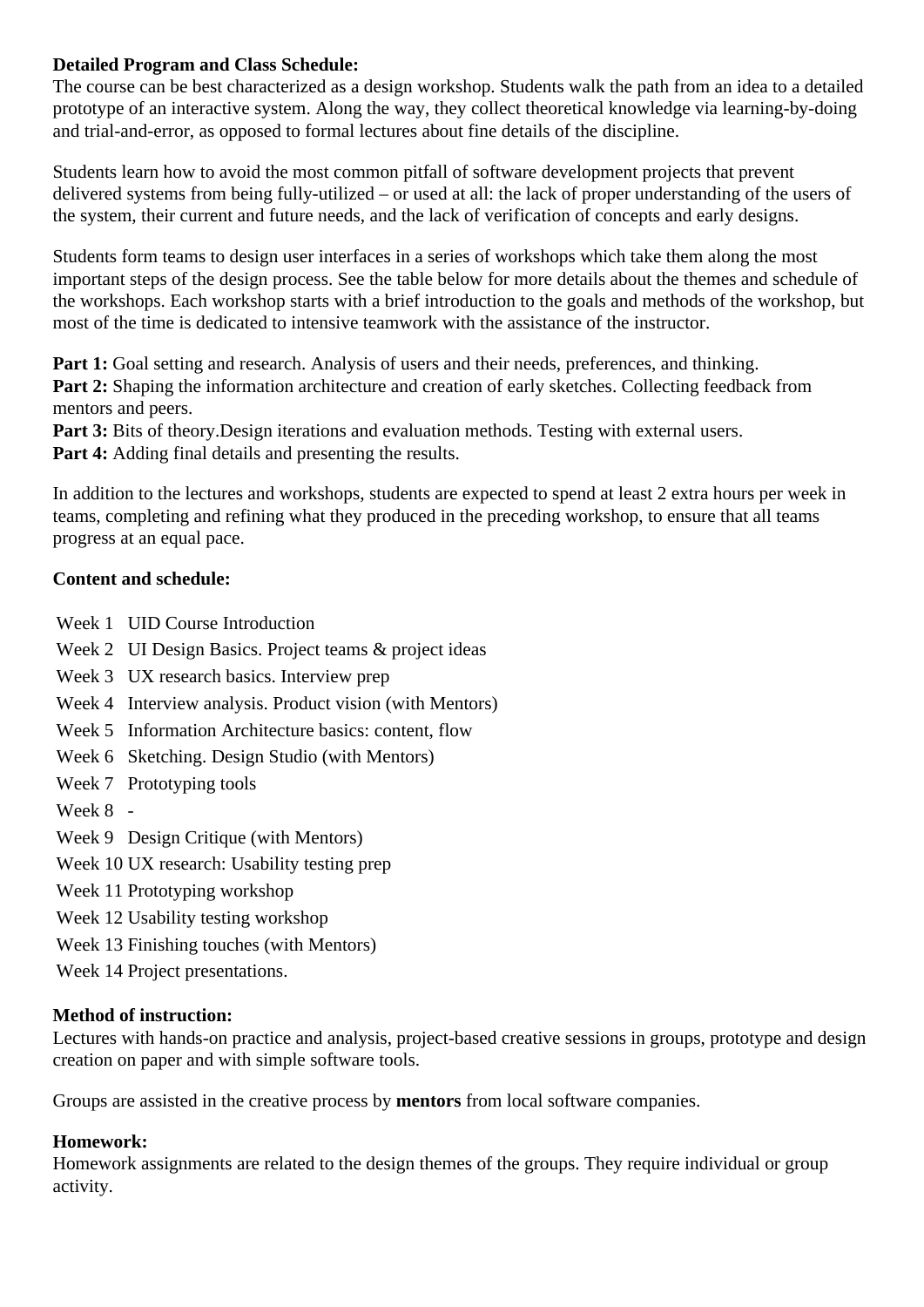**Detailed Program and Class Schedule:**
The course can be best characterized as a design workshop. Students walk the path from an idea to a detailed prototype of an interactive system. Along the way, they collect theoretical knowledge via learning-by-doing and trial-and-error, as opposed to formal lectures about fine details of the discipline.

Students learn how to avoid the most common pitfall of software development projects that prevent delivered systems from being fully-utilized – or used at all: the lack of proper understanding of the users of the system, their current and future needs, and the lack of verification of concepts and early designs.

Students form teams to design user interfaces in a series of workshops which take them along the most important steps of the design process. See the table below for more details about the themes and schedule of the workshops. Each workshop starts with a brief introduction to the goals and methods of the workshop, but most of the time is dedicated to intensive teamwork with the assistance of the instructor.

**Part 1:** Goal setting and research. Analysis of users and their needs, preferences, and thinking.
**Part 2:** Shaping the information architecture and creation of early sketches. Collecting feedback from mentors and peers.
**Part 3:** Bits of theory.Design iterations and evaluation methods. Testing with external users.
**Part 4:** Adding final details and presenting the results.

In addition to the lectures and workshops, students are expected to spend at least 2 extra hours per week in teams, completing and refining what they produced in the preceding workshop, to ensure that all teams progress at an equal pace.

**Content and schedule:**

| | |
|---|---|
| Week 1 | UID Course Introduction |
| Week 2 | UI Design Basics. Project teams & project ideas |
| Week 3 | UX research basics. Interview prep |
| Week 4 | Interview analysis. Product vision (with Mentors) |
| Week 5 | Information Architecture basics: content, flow |
| Week 6 | Sketching. Design Studio (with Mentors) |
| Week 7 | Prototyping tools |
| Week 8 | - |
| Week 9 | Design Critique (with Mentors) |
| Week 10 | UX research: Usability testing prep |
| Week 11 | Prototyping workshop |
| Week 12 | Usability testing workshop |
| Week 13 | Finishing touches (with Mentors) |
| Week 14 | Project presentations. |

**Method of instruction:**
Lectures with hands-on practice and analysis, project-based creative sessions in groups, prototype and design creation on paper and with simple software tools.

Groups are assisted in the creative process by **mentors** from local software companies.

**Homework:**
Homework assignments are related to the design themes of the groups. They require individual or group activity.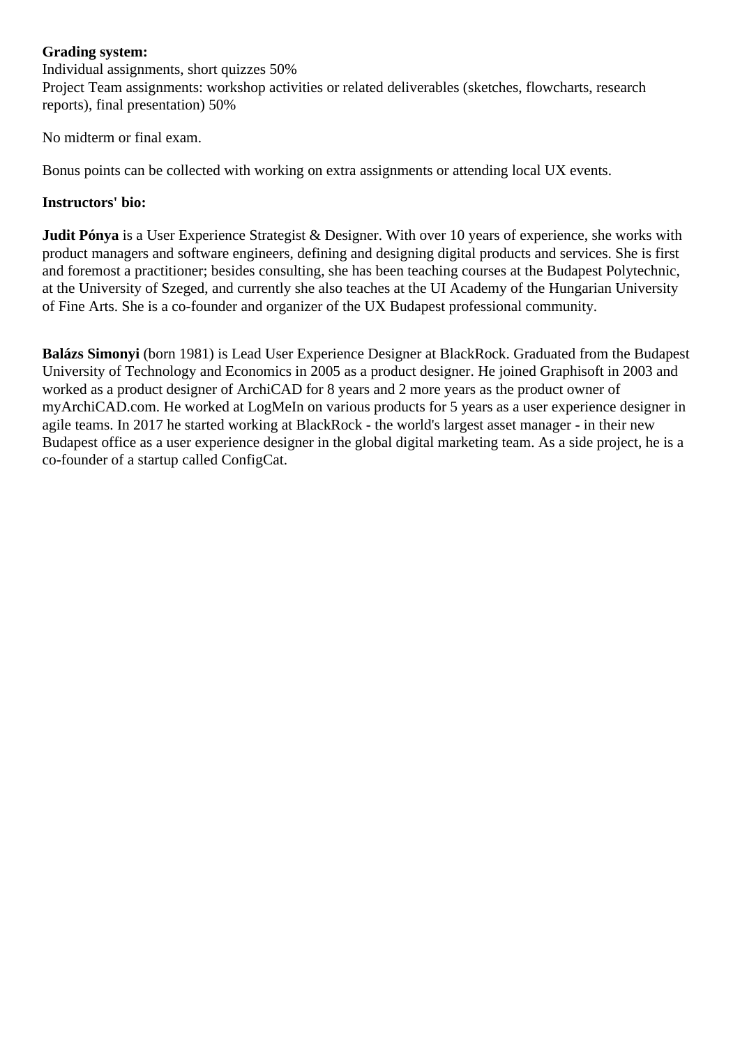**Grading system:**
Individual assignments, short quizzes 50%
Project Team assignments: workshop activities or related deliverables (sketches, flowcharts, research reports), final presentation) 50%

No midterm or final exam.

Bonus points can be collected with working on extra assignments or attending local UX events.

**Instructors' bio:**

**Judit Pónya** is a User Experience Strategist & Designer. With over 10 years of experience, she works with product managers and software engineers, defining and designing digital products and services. She is first and foremost a practitioner; besides consulting, she has been teaching courses at the Budapest Polytechnic, at the University of Szeged, and currently she also teaches at the UI Academy of the Hungarian University of Fine Arts. She is a co-founder and organizer of the UX Budapest professional community.

**Balázs Simonyi** (born 1981) is Lead User Experience Designer at BlackRock. Graduated from the Budapest University of Technology and Economics in 2005 as a product designer. He joined Graphisoft in 2003 and worked as a product designer of ArchiCAD for 8 years and 2 more years as the product owner of myArchiCAD.com. He worked at LogMeIn on various products for 5 years as a user experience designer in agile teams. In 2017 he started working at BlackRock - the world's largest asset manager - in their new Budapest office as a user experience designer in the global digital marketing team. As a side project, he is a co-founder of a startup called ConfigCat.